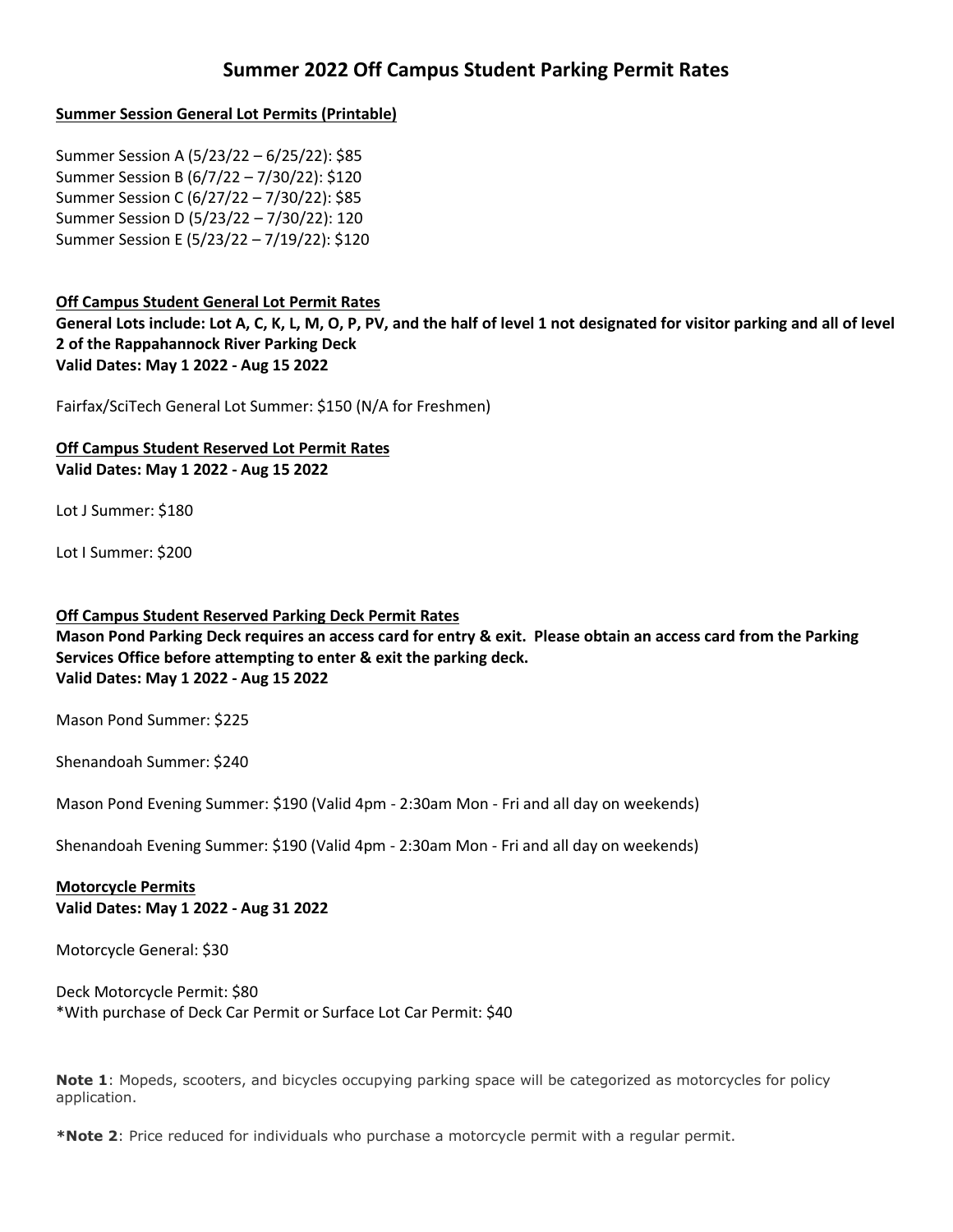# Summer 2022 Off Campus Student Parking Permit Rates

**Summer Session General Lot Permits (Printable)**

Summer Session A (5/23/22 – 6/25/22): $85
Summer Session B (6/7/22 – 7/30/22): $120
Summer Session C (6/27/22 – 7/30/22): $85
Summer Session D (5/23/22 – 7/30/22): 120
Summer Session E (5/23/22 – 7/19/22): $120

**Off Campus Student General Lot Permit Rates**

**General Lots include: Lot A, C, K, L, M, O, P, PV, and the half of level 1 not designated for visitor parking and all of level 2 of the Rappahannock River Parking Deck**
**Valid Dates: May 1 2022 - Aug 15 2022**

Fairfax/SciTech General Lot Summer: $150 (N/A for Freshmen)

**Off Campus Student Reserved Lot Permit Rates**

**Valid Dates: May 1 2022 - Aug 15 2022**

Lot J Summer: $180

Lot I Summer: $200

**Off Campus Student Reserved Parking Deck Permit Rates**

**Mason Pond Parking Deck requires an access card for entry & exit. Please obtain an access card from the Parking Services Office before attempting to enter & exit the parking deck.**
**Valid Dates: May 1 2022 - Aug 15 2022**

Mason Pond Summer: $225

Shenandoah Summer: $240

Mason Pond Evening Summer: $190 (Valid 4pm - 2:30am Mon - Fri and all day on weekends)

Shenandoah Evening Summer: $190 (Valid 4pm - 2:30am Mon - Fri and all day on weekends)

**Motorcycle Permits**

**Valid Dates: May 1 2022 - Aug 31 2022**

Motorcycle General: $30

Deck Motorcycle Permit: $80
*With purchase of Deck Car Permit or Surface Lot Car Permit: $40

**Note 1**: Mopeds, scooters, and bicycles occupying parking space will be categorized as motorcycles for policy application.

***Note 2**: Price reduced for individuals who purchase a motorcycle permit with a regular permit.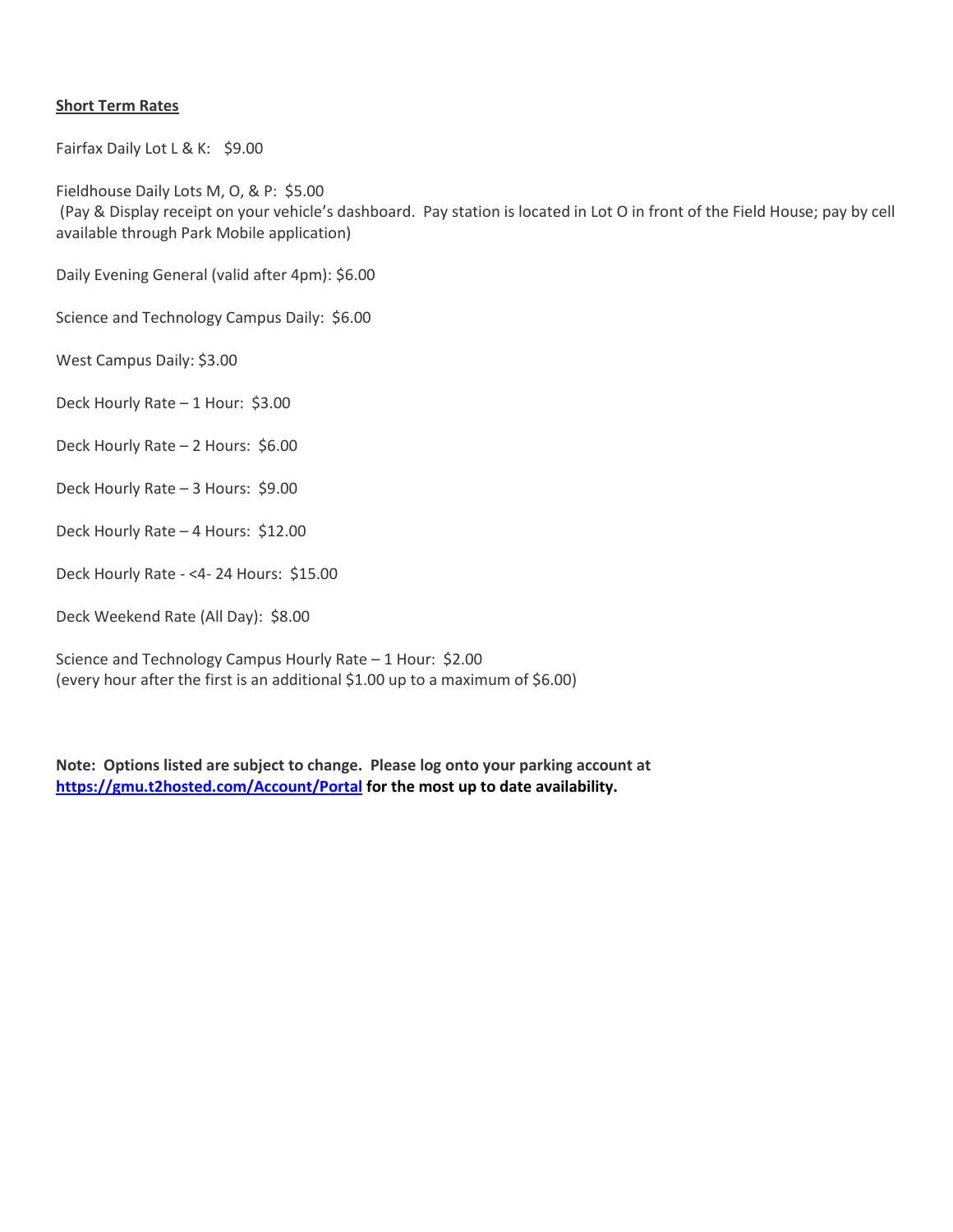**Short Term Rates**

Fairfax Daily Lot L & K: $9.00

Fieldhouse Daily Lots M, O, & P: $5.00
(Pay & Display receipt on your vehicle's dashboard. Pay station is located in Lot O in front of the Field House; pay by cell available through Park Mobile application)

Daily Evening General (valid after 4pm): $6.00

Science and Technology Campus Daily: $6.00

West Campus Daily: $3.00

Deck Hourly Rate – 1 Hour: $3.00

Deck Hourly Rate – 2 Hours: $6.00

Deck Hourly Rate – 3 Hours: $9.00

Deck Hourly Rate – 4 Hours: $12.00

Deck Hourly Rate - <4- 24 Hours: $15.00

Deck Weekend Rate (All Day): $8.00

Science and Technology Campus Hourly Rate – 1 Hour: $2.00
(every hour after the first is an additional $1.00 up to a maximum of $6.00)

**Note: Options listed are subject to change. Please log onto your parking account at [https://gmu.t2hosted.com/Account/Portal](https://gmu.t2hosted.com/Account/Portal) for the most up to date availability.**